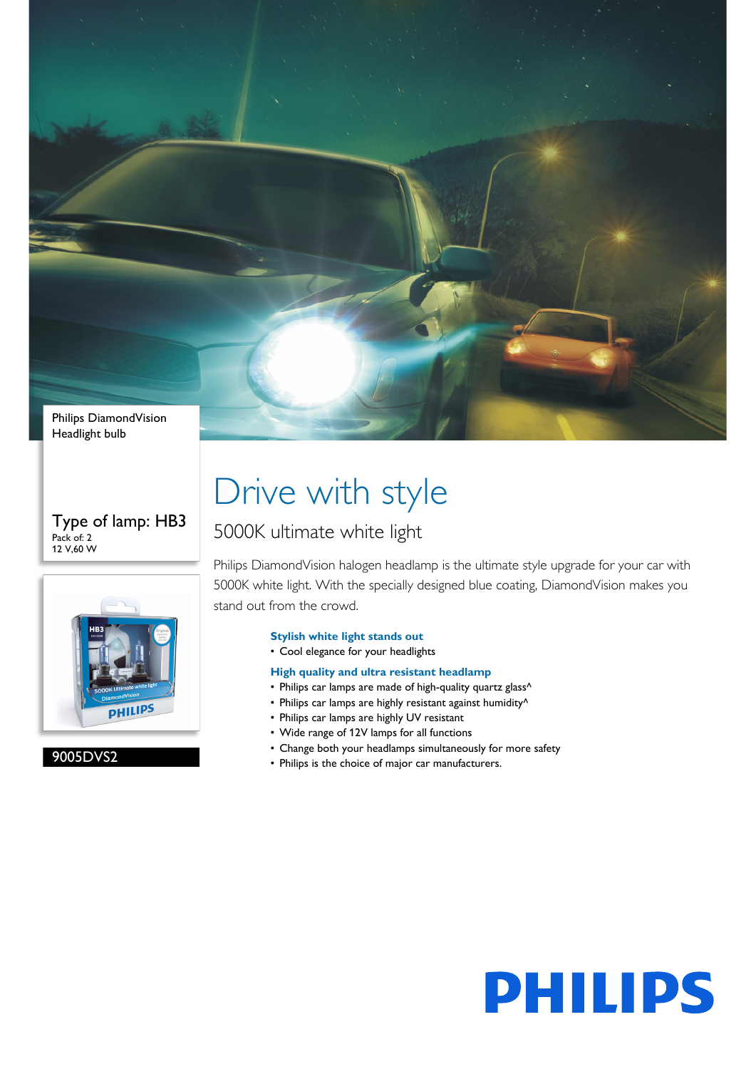Philips DiamondVision
Headlight bulb

Type of lamp: HB3
Pack of: 2
12 V,60 W

9005DVS2

# Drive with style

## 5000K ultimate white light

Philips DiamondVision halogen headlamp is the ultimate style upgrade for your car with 5000K white light. With the specially designed blue coating, DiamondVision makes you stand out from the crowd.

**Stylish white light stands out**
- Cool elegance for your headlights

**High quality and ultra resistant headlamp**
- Philips car lamps are made of high-quality quartz glass^
- Philips car lamps are highly resistant against humidity^
- Philips car lamps are highly UV resistant
- Wide range of 12V lamps for all functions
- Change both your headlamps simultaneously for more safety
- Philips is the choice of major car manufacturers.

PHILIPS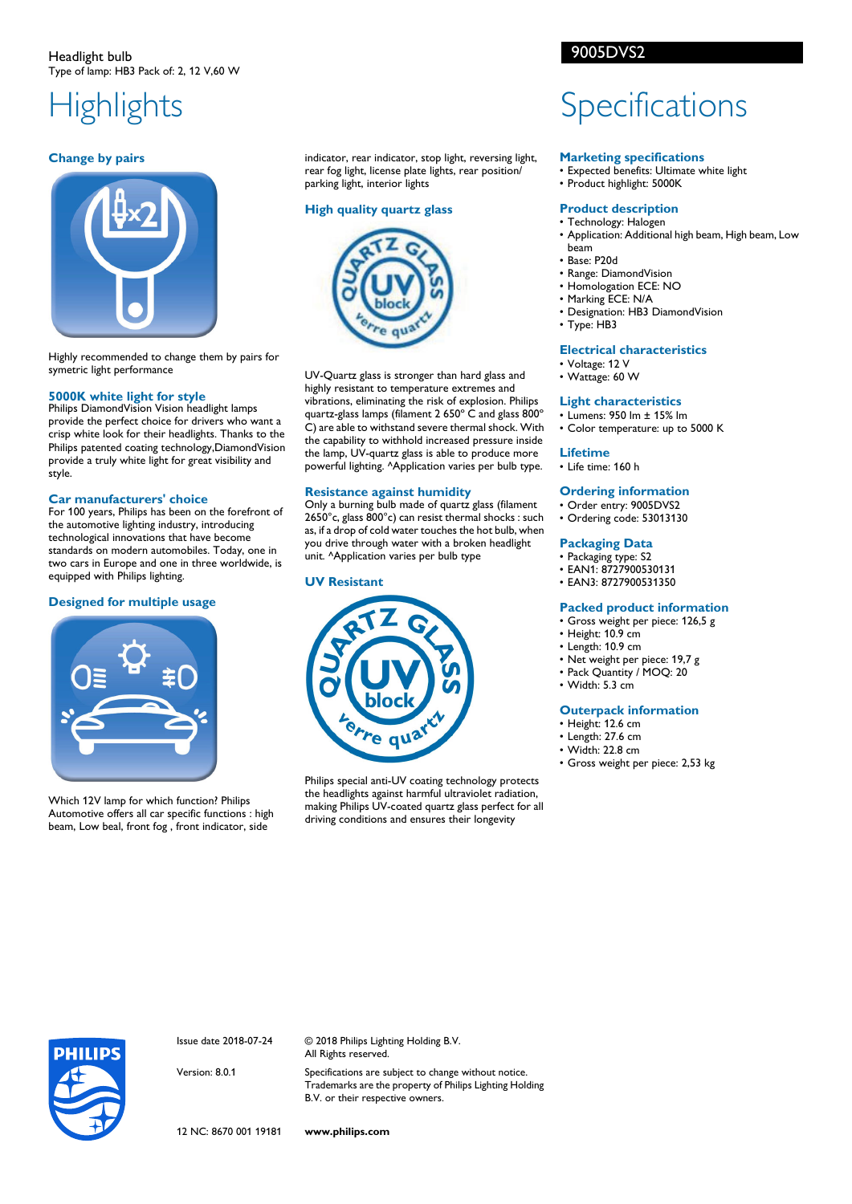Headlight bulb
Type of lamp: HB3 Pack of: 2, 12 V,60 W

9005DVS2

# Highlights

### Change by pairs

Highly recommended to change them by pairs for symetric light performance

### 5000K white light for style

Philips DiamondVision Vision headlight lamps provide the perfect choice for drivers who want a crisp white look for their headlights. Thanks to the Philips patented coating technology,DiamondVision provide a truly white light for great visibility and style.

### Car manufacturers' choice

For 100 years, Philips has been on the forefront of the automotive lighting industry, introducing technological innovations that have become standards on modern automobiles. Today, one in two cars in Europe and one in three worldwide, is equipped with Philips lighting.

### Designed for multiple usage

Which 12V lamp for which function? Philips Automotive offers all car specific functions : high beam, Low beal, front fog , front indicator, side indicator, rear indicator, stop light, reversing light, rear fog light, license plate lights, rear position/ parking light, interior lights

### High quality quartz glass

UV-Quartz glass is stronger than hard glass and highly resistant to temperature extremes and vibrations, eliminating the risk of explosion. Philips quartz-glass lamps (filament 2 650° C and glass 800° C) are able to withstand severe thermal shock. With the capability to withhold increased pressure inside the lamp, UV-quartz glass is able to produce more powerful lighting. ^Application varies per bulb type.

### Resistance against humidity

Only a burning bulb made of quartz glass (filament 2650°c, glass 800°c) can resist thermal shocks : such as, if a drop of cold water touches the hot bulb, when you drive through water with a broken headlight unit. ^Application varies per bulb type

### UV Resistant

Philips special anti-UV coating technology protects the headlights against harmful ultraviolet radiation, making Philips UV-coated quartz glass perfect for all driving conditions and ensures their longevity

# Specifications

### Marketing specifications

- Expected benefits: Ultimate white light
- Product highlight: 5000K

### Product description

- Technology: Halogen
- Application: Additional high beam, High beam, Low beam
- Base: P20d
- Range: DiamondVision
- Homologation ECE: NO
- Marking ECE: N/A
- Designation: HB3 DiamondVision
- Type: HB3

### Electrical characteristics

- Voltage: 12 V
- Wattage: 60 W

### Light characteristics

- Lumens: 950 lm ± 15% lm
- Color temperature: up to 5000 K

### Lifetime

- Life time: 160 h

### Ordering information

- Order entry: 9005DVS2
- Ordering code: 53013130

### Packaging Data

- Packaging type: S2
- EAN1: 8727900530131
- EAN3: 8727900531350

### Packed product information

- Gross weight per piece: 126,5 g
- Height: 10.9 cm
- Length: 10.9 cm
- Net weight per piece: 19,7 g
- Pack Quantity / MOQ: 20
- Width: 5.3 cm

### Outerpack information

- Height: 12.6 cm
- Length: 27.6 cm
- Width: 22.8 cm
- Gross weight per piece: 2,53 kg

Issue date 2018-07-24

Version: 8.0.1

12 NC: 8670 001 19181

© 2018 Philips Lighting Holding B.V.
All Rights reserved.

Specifications are subject to change without notice. Trademarks are the property of Philips Lighting Holding B.V. or their respective owners.

**www.philips.com**